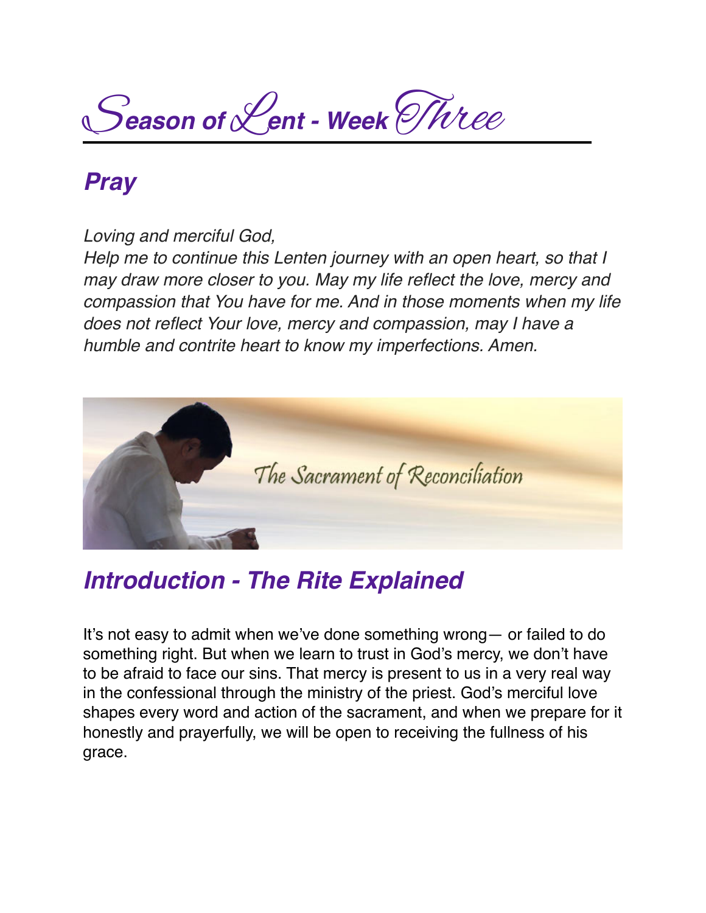# Season of Lent - Week Three

## Pray

*Loving and merciful God,*
*Help me to continue this Lenten journey with an open heart, so that I may draw more closer to you. May my life reflect the love, mercy and compassion that You have for me. And in those moments when my life does not reflect Your love, mercy and compassion, may I have a humble and contrite heart to know my imperfections. Amen.*

The Sacrament of Reconciliation

## Introduction - The Rite Explained

It's not easy to admit when we've done something wrong— or failed to do something right. But when we learn to trust in God's mercy, we don't have to be afraid to face our sins. That mercy is present to us in a very real way in the confessional through the ministry of the priest. God's merciful love shapes every word and action of the sacrament, and when we prepare for it honestly and prayerfully, we will be open to receiving the fullness of his grace.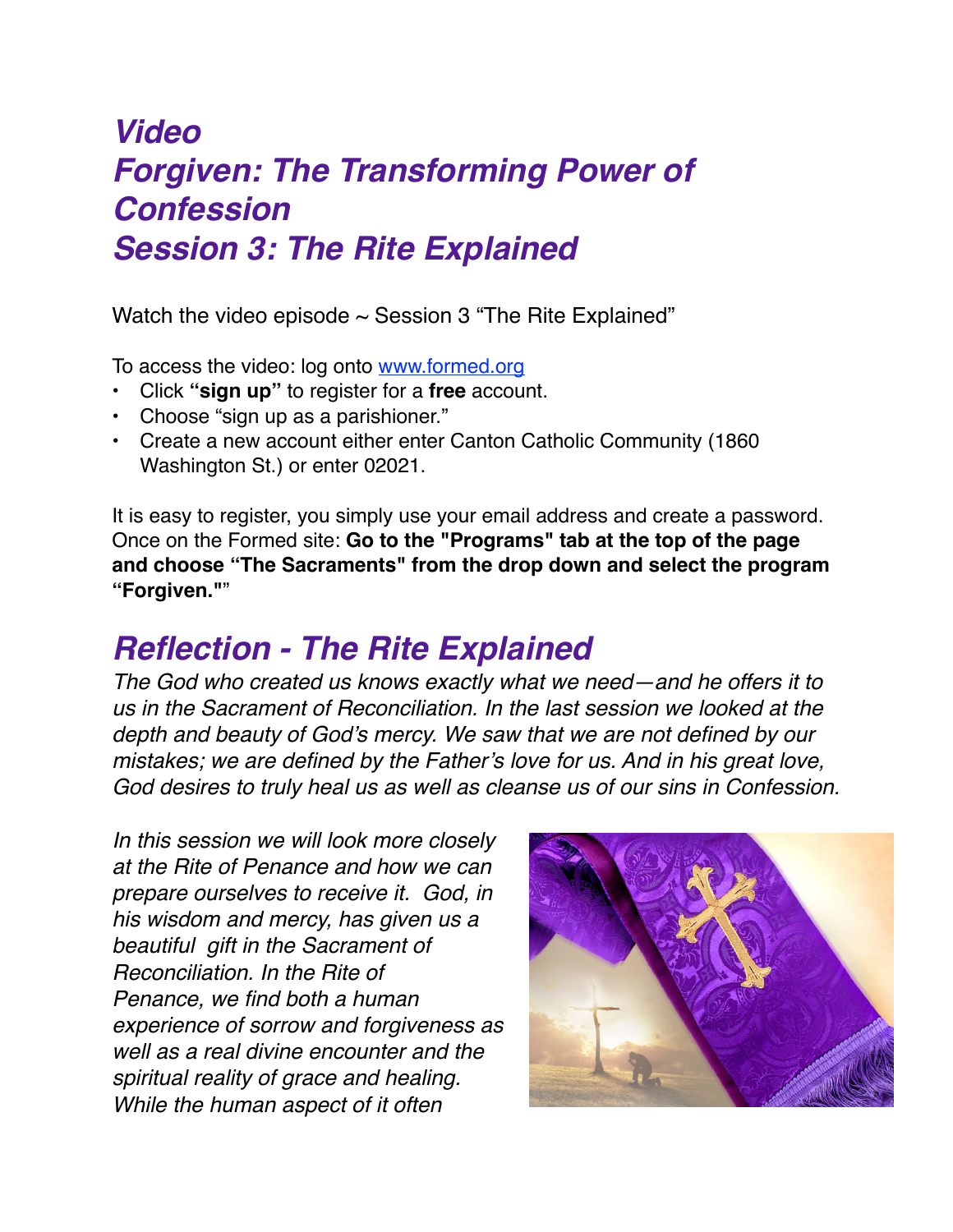# *Video*
# *Forgiven: The Transforming Power of Confession*
# *Session 3: The Rite Explained*

Watch the video episode ~ Session 3 "The Rite Explained"

To access the video: log onto www.formed.org

- Click **"sign up"** to register for a **free** account.
- Choose "sign up as a parishioner."
- Create a new account either enter Canton Catholic Community (1860 Washington St.) or enter 02021.

It is easy to register, you simply use your email address and create a password. Once on the Formed site: **Go to the "Programs" tab at the top of the page and choose "The Sacraments" from the drop down and select the program "Forgiven.""**

## *Reflection - The Rite Explained*

*The God who created us knows exactly what we need—and he offers it to us in the Sacrament of Reconciliation. In the last session we looked at the depth and beauty of God's mercy. We saw that we are not defined by our mistakes; we are defined by the Father's love for us. And in his great love, God desires to truly heal us as well as cleanse us of our sins in Confession.*

*In this session we will look more closely at the Rite of Penance and how we can prepare ourselves to receive it. God, in his wisdom and mercy, has given us a beautiful gift in the Sacrament of Reconciliation. In the Rite of Penance, we find both a human experience of sorrow and forgiveness as well as a real divine encounter and the spiritual reality of grace and healing. While the human aspect of it often*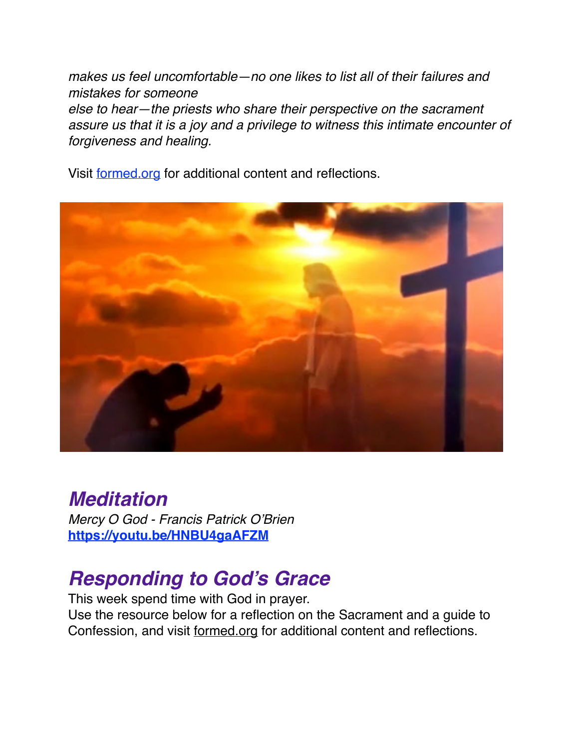*makes us feel uncomfortable—no one likes to list all of their failures and mistakes for someone else to hear—the priests who share their perspective on the sacrament assure us that it is a joy and a privilege to witness this intimate encounter of forgiveness and healing.*

Visit [formed.org](formed.org) for additional content and reflections.

## *Meditation*

*Mercy O God - Francis Patrick O'Brien*
**[https://youtu.be/HNBU4gaAFZM](https://youtu.be/HNBU4gaAFZM)**

## *Responding to God's Grace*

This week spend time with God in prayer.
Use the resource below for a reflection on the Sacrament and a guide to Confession, and visit formed.org for additional content and reflections.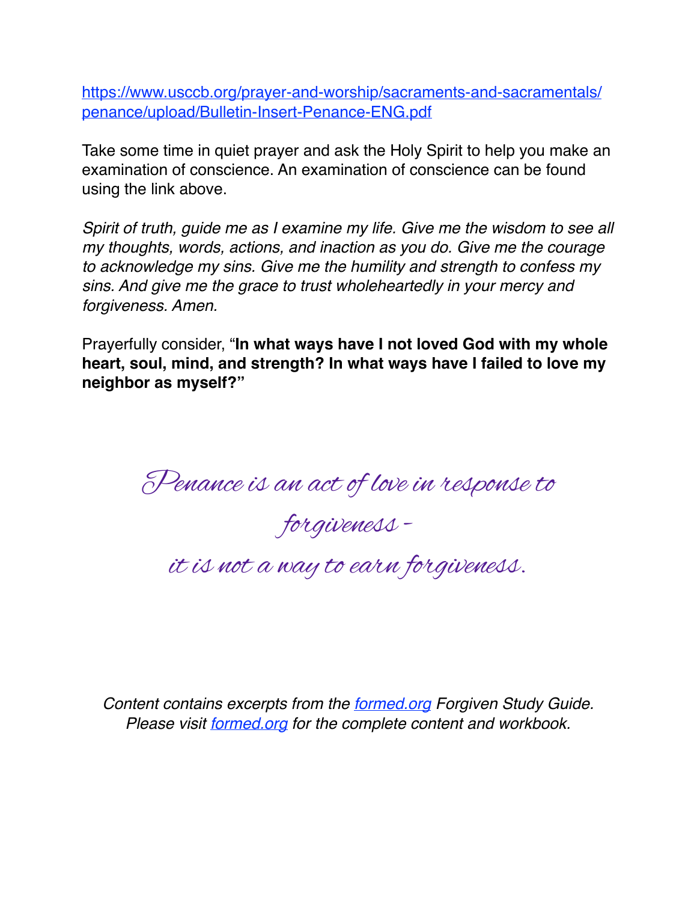[https://www.usccb.org/prayer-and-worship/sacraments-and-sacramentals/penance/upload/Bulletin-Insert-Penance-ENG.pdf](https://www.usccb.org/prayer-and-worship/sacraments-and-sacramentals/penance/upload/Bulletin-Insert-Penance-ENG.pdf)

Take some time in quiet prayer and ask the Holy Spirit to help you make an examination of conscience. An examination of conscience can be found using the link above.

*Spirit of truth, guide me as I examine my life. Give me the wisdom to see all my thoughts, words, actions, and inaction as you do. Give me the courage to acknowledge my sins. Give me the humility and strength to confess my sins. And give me the grace to trust wholeheartedly in your mercy and forgiveness. Amen.*

Prayerfully consider, "**In what ways have I not loved God with my whole heart, soul, mind, and strength? In what ways have I failed to love my neighbor as myself?"**

*Penance is an act of love in response to forgiveness -*
*it is not a way to earn forgiveness.*

*Content contains excerpts from the [formed.org](https://formed.org) Forgiven Study Guide. Please visit [formed.org](https://formed.org) for the complete content and workbook.*